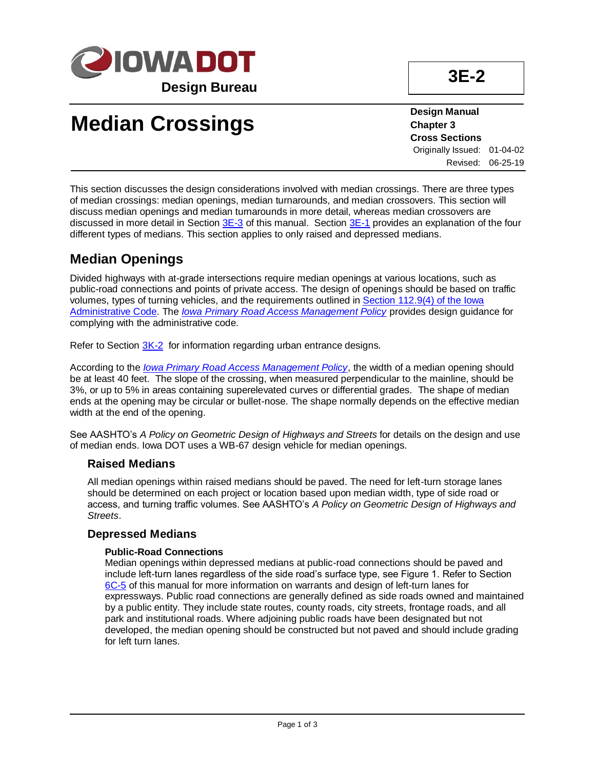IOWA DOT

Design Bureau

# 3E-2

# Median Crossings

**Design Manual**
**Chapter 3**
**Cross Sections**
Originally Issued: 01-04-02
Revised: 06-25-19

This section discusses the design considerations involved with median crossings. There are three types of median crossings: median openings, median turnarounds, and median crossovers. This section will discuss median openings and median turnarounds in more detail, whereas median crossovers are discussed in more detail in Section 3E-3 of this manual. Section 3E-1 provides an explanation of the four different types of medians. This section applies to only raised and depressed medians.

## Median Openings

Divided highways with at-grade intersections require median openings at various locations, such as public-road connections and points of private access. The design of openings should be based on traffic volumes, types of turning vehicles, and the requirements outlined in Section 112.9(4) of the Iowa Administrative Code. The *Iowa Primary Road Access Management Policy* provides design guidance for complying with the administrative code.

Refer to Section 3K-2 for information regarding urban entrance designs.

According to the *Iowa Primary Road Access Management Policy*, the width of a median opening should be at least 40 feet. The slope of the crossing, when measured perpendicular to the mainline, should be 3%, or up to 5% in areas containing superelevated curves or differential grades. The shape of median ends at the opening may be circular or bullet-nose. The shape normally depends on the effective median width at the end of the opening.

See AASHTO's *A Policy on Geometric Design of Highways and Streets* for details on the design and use of median ends. Iowa DOT uses a WB-67 design vehicle for median openings.

### Raised Medians

All median openings within raised medians should be paved. The need for left-turn storage lanes should be determined on each project or location based upon median width, type of side road or access, and turning traffic volumes. See AASHTO's *A Policy on Geometric Design of Highways and Streets*.

### Depressed Medians

**Public-Road Connections**
Median openings within depressed medians at public-road connections should be paved and include left-turn lanes regardless of the side road's surface type, see Figure 1. Refer to Section 6C-5 of this manual for more information on warrants and design of left-turn lanes for expressways. Public road connections are generally defined as side roads owned and maintained by a public entity. They include state routes, county roads, city streets, frontage roads, and all park and institutional roads. Where adjoining public roads have been designated but not developed, the median opening should be constructed but not paved and should include grading for left turn lanes.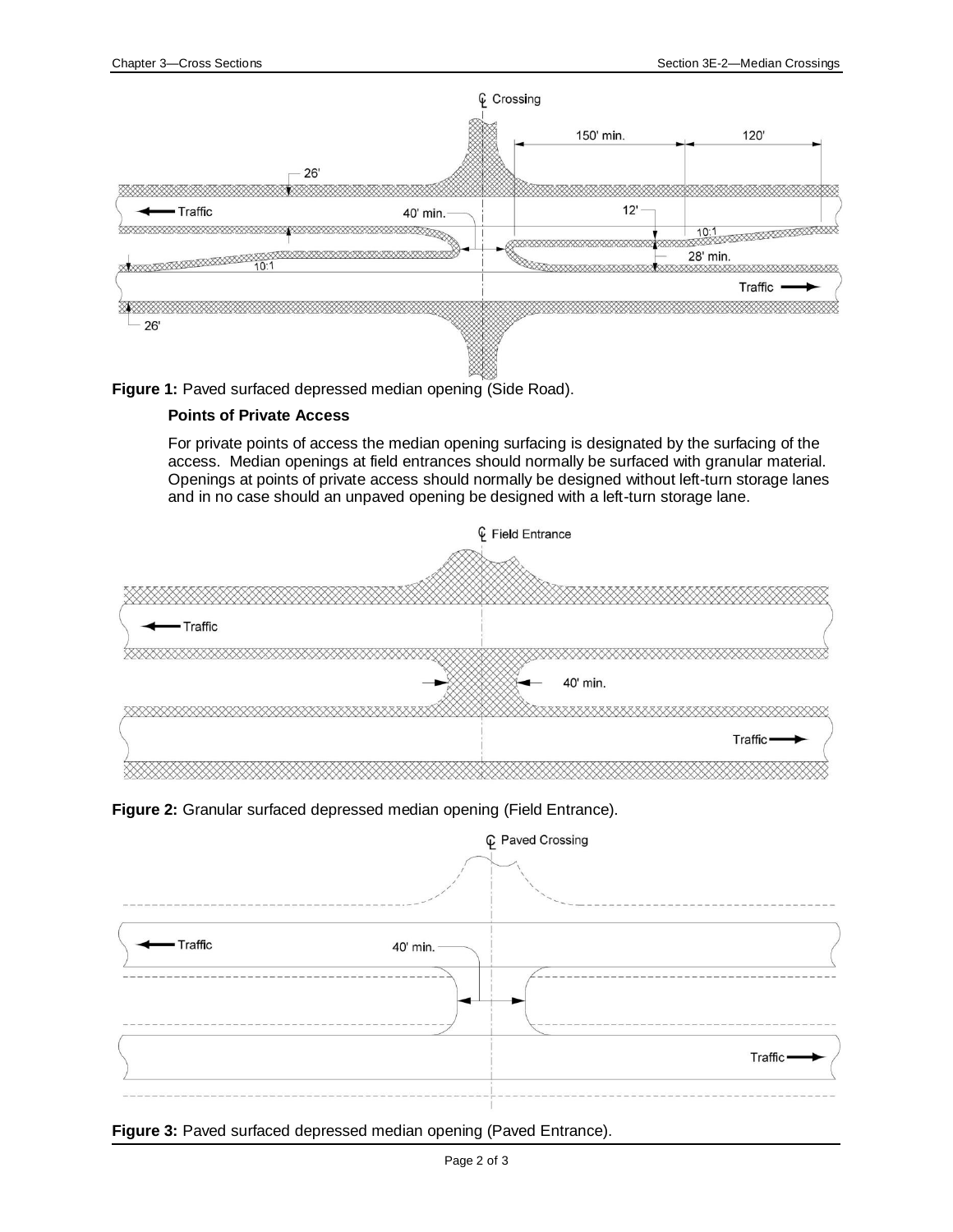**Figure 1:** Paved surfaced depressed median opening (Side Road).

**Points of Private Access**

For private points of access the median opening surfacing is designated by the surfacing of the access. Median openings at field entrances should normally be surfaced with granular material. Openings at points of private access should normally be designed without left-turn storage lanes and in no case should an unpaved opening be designed with a left-turn storage lane.

**Figure 2:** Granular surfaced depressed median opening (Field Entrance).

**Figure 3:** Paved surfaced depressed median opening (Paved Entrance).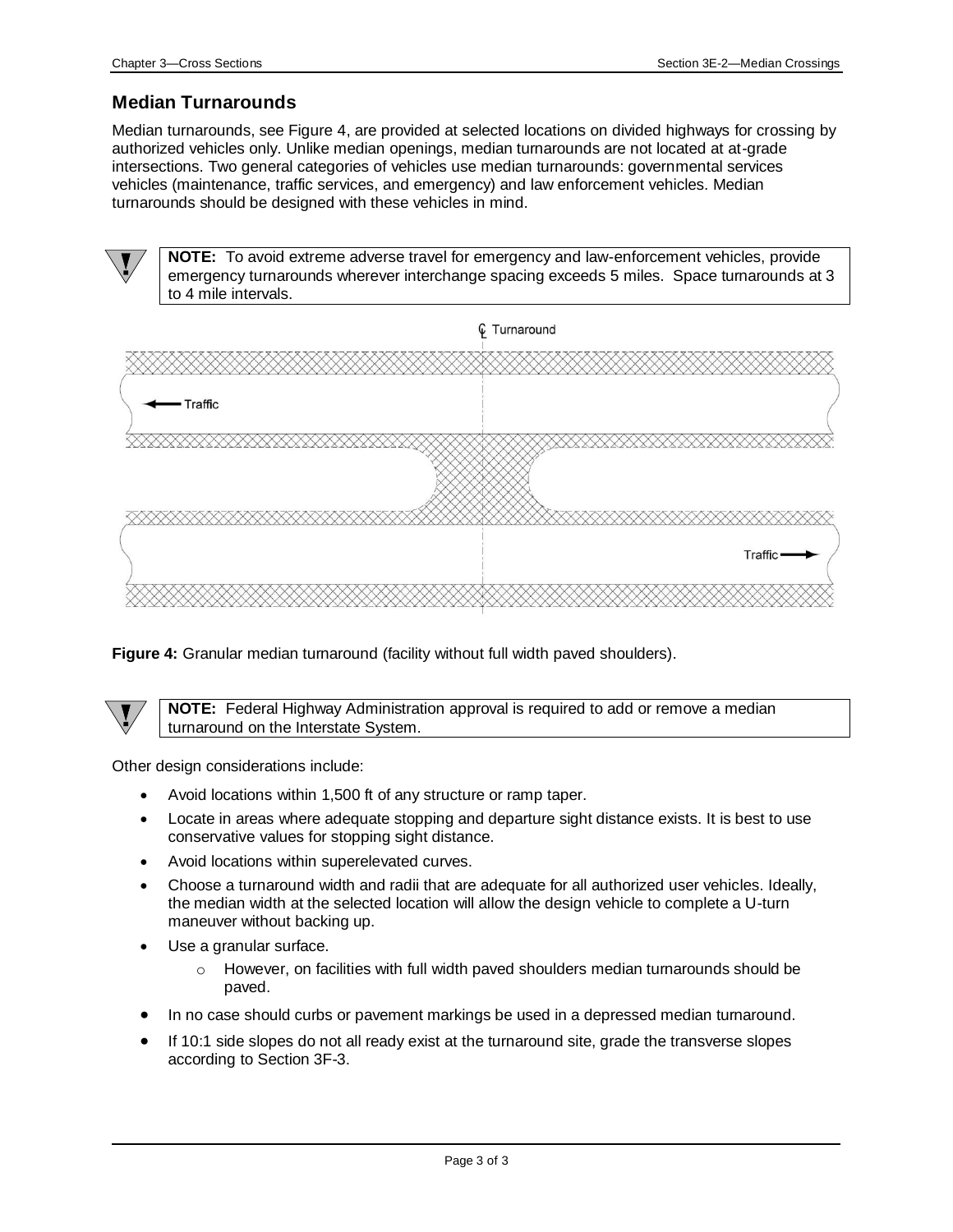## Median Turnarounds

Median turnarounds, see Figure 4, are provided at selected locations on divided highways for crossing by authorized vehicles only. Unlike median openings, median turnarounds are not located at at-grade intersections. Two general categories of vehicles use median turnarounds: governmental services vehicles (maintenance, traffic services, and emergency) and law enforcement vehicles. Median turnarounds should be designed with these vehicles in mind.

> **NOTE:** To avoid extreme adverse travel for emergency and law-enforcement vehicles, provide emergency turnarounds wherever interchange spacing exceeds 5 miles. Space turnarounds at 3 to 4 mile intervals.

**Figure 4:** Granular median turnaround (facility without full width paved shoulders).

> **NOTE:** Federal Highway Administration approval is required to add or remove a median turnaround on the Interstate System.

Other design considerations include:

- Avoid locations within 1,500 ft of any structure or ramp taper.
- Locate in areas where adequate stopping and departure sight distance exists. It is best to use conservative values for stopping sight distance.
- Avoid locations within superelevated curves.
- Choose a turnaround width and radii that are adequate for all authorized user vehicles. Ideally, the median width at the selected location will allow the design vehicle to complete a U-turn maneuver without backing up.
- Use a granular surface.
  - However, on facilities with full width paved shoulders median turnarounds should be paved.
- In no case should curbs or pavement markings be used in a depressed median turnaround.
- If 10:1 side slopes do not all ready exist at the turnaround site, grade the transverse slopes according to Section 3F-3.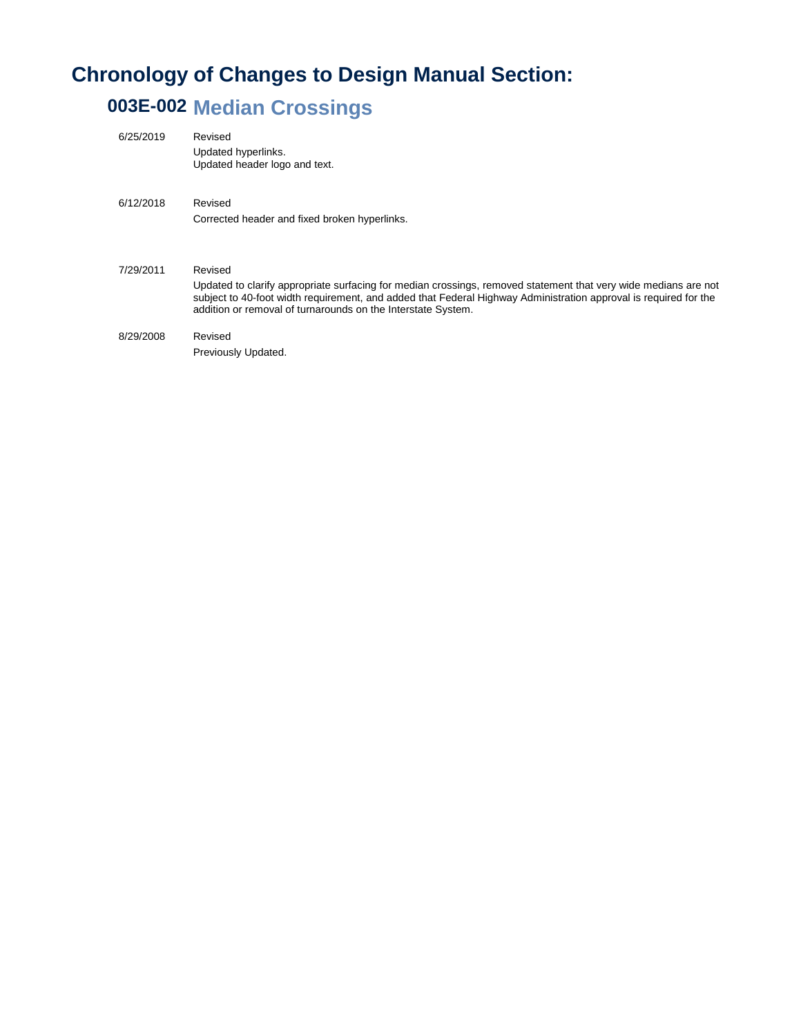# Chronology of Changes to Design Manual Section:

## 003E-002 Median Crossings

6/25/2019 Revised

Updated hyperlinks.
Updated header logo and text.

6/12/2018 Revised

Corrected header and fixed broken hyperlinks.

7/29/2011 Revised

Updated to clarify appropriate surfacing for median crossings, removed statement that very wide medians are not subject to 40-foot width requirement, and added that Federal Highway Administration approval is required for the addition or removal of turnarounds on the Interstate System.

8/29/2008 Revised

Previously Updated.